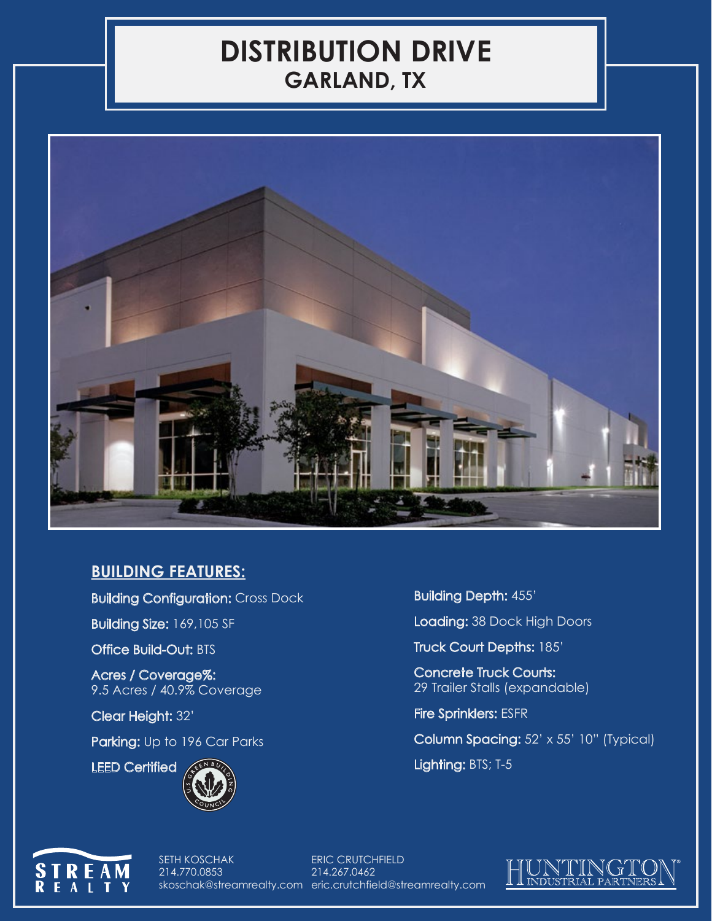# DISTRIBUTION DRIVE
## GARLAND, TX

### BUILDING FEATURES:

**Building Configuration:** Cross Dock

**Building Size:** 169,105 SF

**Office Build-Out:** BTS

**Acres / Coverage%:**
9.5 Acres / 40.9% Coverage

**Clear Height:** 32'

**Parking:** Up to 196 Car Parks

**LEED Certified**

**Building Depth:** 455'

**Loading:** 38 Dock High Doors

**Truck Court Depths:** 185'

**Concrete Truck Courts:**
29 Trailer Stalls (expandable)

**Fire Sprinklers:** ESFR

**Column Spacing:** 52' x 55' 10" (Typical)

**Lighting:** BTS; T-5

STREAM REALTY

SETH KOSCHAK
214.770.0853
skoschak@streamrealty.com

ERIC CRUTCHFIELD
214.267.0462
eric.crutchfield@streamrealty.com

HUNTINGTON INDUSTRIAL PARTNERS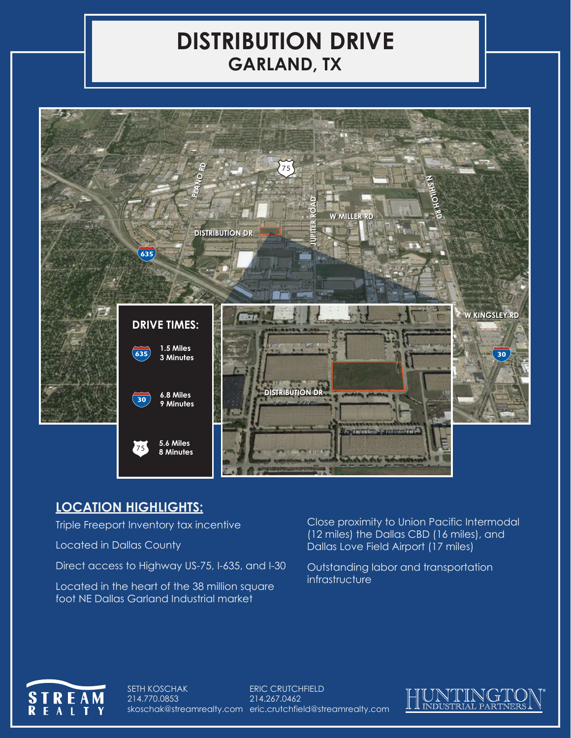# DISTRIBUTION DRIVE

## GARLAND, TX

PLANO RD

75

N SHILOH RD

JUPITER ROAD

W MILLER RD

DISTRIBUTION DR

635

W KINGSLEY RD

30

### DRIVE TIMES:

635 — 1.5 Miles, 3 Minutes

30 — 6.8 Miles, 9 Minutes

75 — 5.6 Miles, 8 Minutes

DISTRIBUTION DR

## LOCATION HIGHLIGHTS:

Triple Freeport Inventory tax incentive

Located in Dallas County

Direct access to Highway US-75, I-635, and I-30

Located in the heart of the 38 million square foot NE Dallas Garland Industrial market

Close proximity to Union Pacific Intermodal (12 miles) the Dallas CBD (16 miles), and Dallas Love Field Airport (17 miles)

Outstanding labor and transportation infrastructure

STREAM REALTY

SETH KOSCHAK
214.770.0853
skoschak@streamrealty.com

ERIC CRUTCHFIELD
214.267.0462
eric.crutchfield@streamrealty.com

HUNTINGTON INDUSTRIAL PARTNERS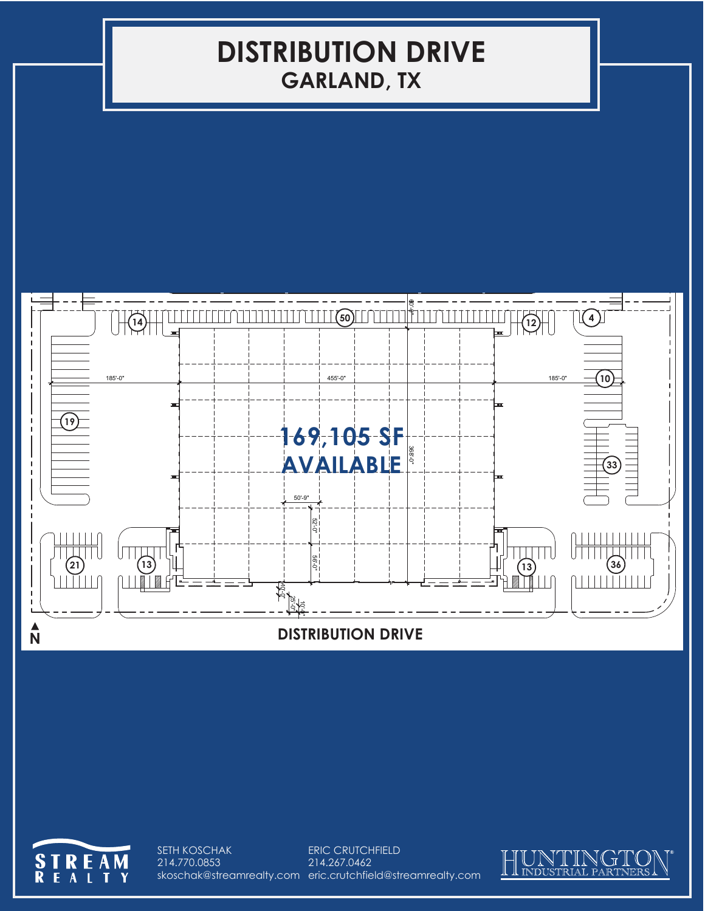# DISTRIBUTION DRIVE

## GARLAND, TX

14

50

12

4

185'-0"

455'-0"

185'-0"

10

19

169,105 SF

AVAILABLE

368'-0"

33

50'-9"

52'-0"

56'-0"

21

13

13

36

60'-0"

10'-0"

25'-0"

10'-0"

N

DISTRIBUTION DRIVE

SETH KOSCHAK
214.770.0853
skoschak@streamrealty.com

ERIC CRUTCHFIELD
214.267.0462
eric.crutchfield@streamrealty.com

STREAM REALTY

HUNTINGTON® INDUSTRIAL PARTNERS